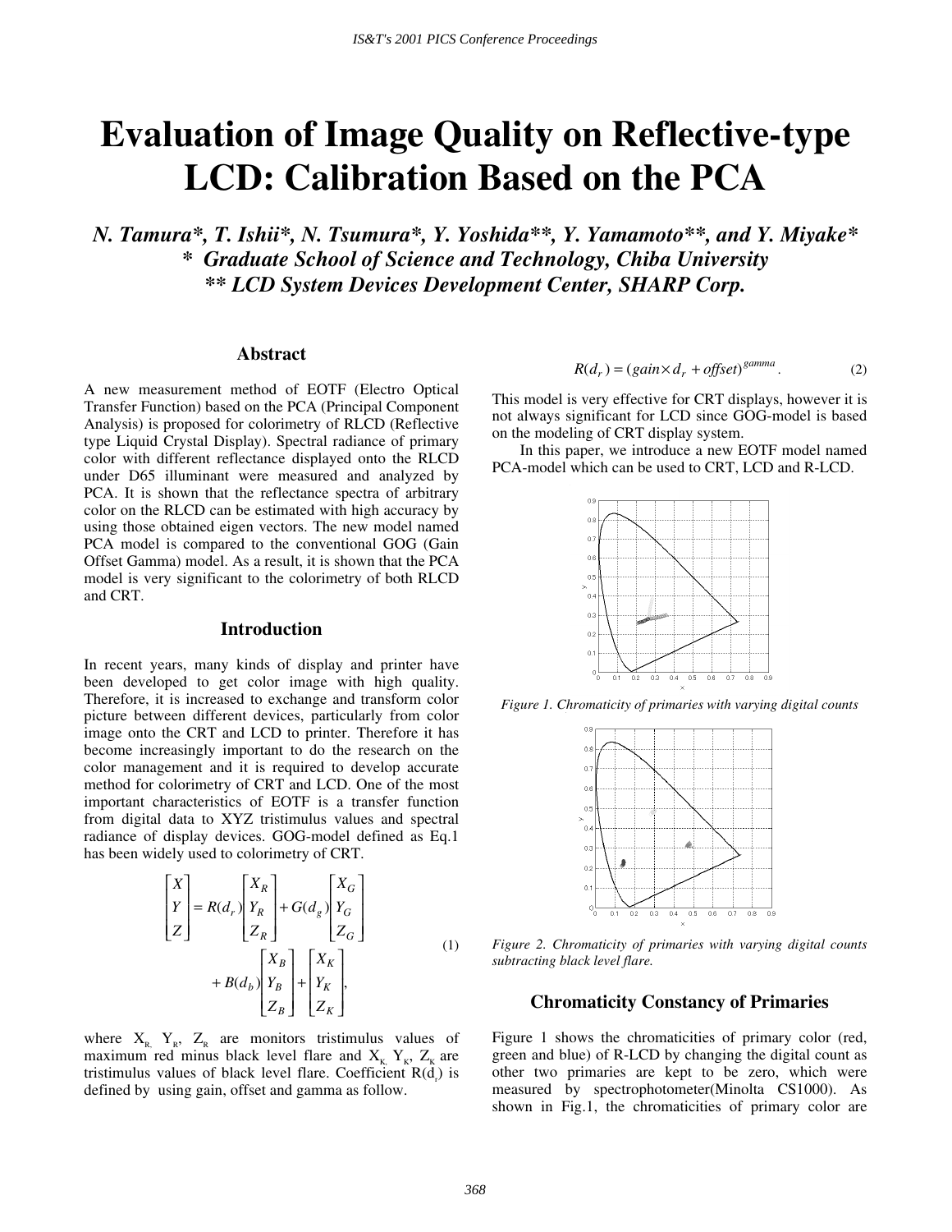# Evaluation of Image Quality on Reflective-type LCD: Calibration Based on the PCA

***N. Tamura\*, T. Ishii\*, N. Tsumura\*, Y. Yoshida\*\*, Y. Yamamoto\*\*, and Y. Miyake\****
***\* Graduate School of Science and Technology, Chiba University***
***\*\* LCD System Devices Development Center, SHARP Corp.***

## Abstract

A new measurement method of EOTF (Electro Optical Transfer Function) based on the PCA (Principal Component Analysis) is proposed for colorimetry of RLCD (Reflective type Liquid Crystal Display). Spectral radiance of primary color with different reflectance displayed onto the RLCD under D65 illuminant were measured and analyzed by PCA. It is shown that the reflectance spectra of arbitrary color on the RLCD can be estimated with high accuracy by using those obtained eigen vectors. The new model named PCA model is compared to the conventional GOG (Gain Offset Gamma) model. As a result, it is shown that the PCA model is very significant to the colorimetry of both RLCD and CRT.

## Introduction

In recent years, many kinds of display and printer have been developed to get color image with high quality. Therefore, it is increased to exchange and transform color picture between different devices, particularly from color image onto the CRT and LCD to printer. Therefore it has become increasingly important to do the research on the color management and it is required to develop accurate method for colorimetry of CRT and LCD. One of the most important characteristics of EOTF is a transfer function from digital data to XYZ tristimulus values and spectral radiance of display devices. GOG-model defined as Eq.1 has been widely used to colorimetry of CRT.

$$\begin{bmatrix} X \\ Y \\ Z \end{bmatrix} = R(d_r)\begin{bmatrix} X_R \\ Y_R \\ Z_R \end{bmatrix} + G(d_g)\begin{bmatrix} X_G \\ Y_G \\ Z_G \end{bmatrix} + B(d_b)\begin{bmatrix} X_B \\ Y_B \\ Z_B \end{bmatrix} + \begin{bmatrix} X_K \\ Y_K \\ Z_K \end{bmatrix}, \tag{1}$$

where $X_R$, $Y_R$, $Z_R$ are monitors tristimulus values of maximum red minus black level flare and $X_K$, $Y_K$, $Z_K$ are tristimulus values of black level flare. Coefficient $R(d_r)$ is defined by using gain, offset and gamma as follow.

$$R(d_r) = (gain \times d_r + offset)^{gamma}. \tag{2}$$

This model is very effective for CRT displays, however it is not always significant for LCD since GOG-model is based on the modeling of CRT display system.

In this paper, we introduce a new EOTF model named PCA-model which can be used to CRT, LCD and R-LCD.

*Figure 1. Chromaticity of primaries with varying digital counts*

*Figure 2. Chromaticity of primaries with varying digital counts subtracting black level flare.*

## Chromaticity Constancy of Primaries

Figure 1 shows the chromaticities of primary color (red, green and blue) of R-LCD by changing the digital count as other two primaries are kept to be zero, which were measured by spectrophotometer(Minolta CS1000). As shown in Fig.1, the chromaticities of primary color are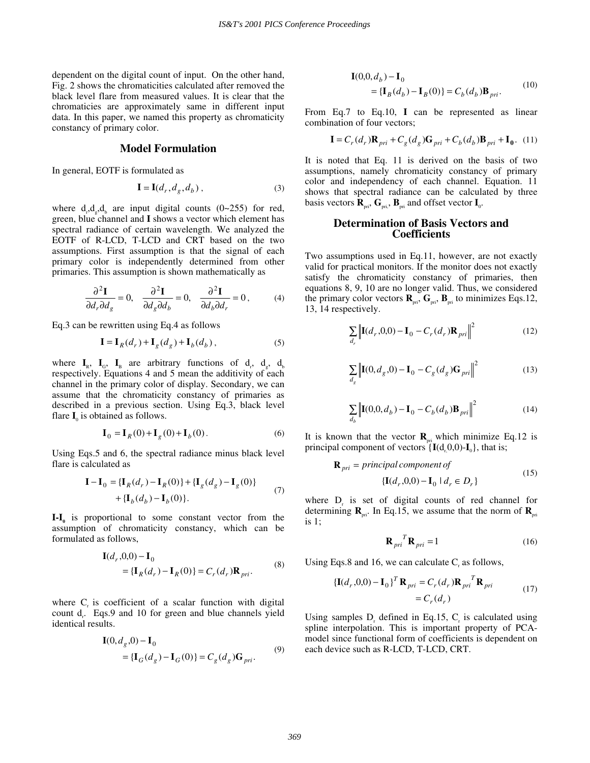dependent on the digital count of input. On the other hand, Fig. 2 shows the chromaticities calculated after removed the black level flare from measured values. It is clear that the chromaticies are approximately same in different input data. In this paper, we named this property as chromaticity constancy of primary color.

## Model Formulation

In general, EOTF is formulated as

$$\mathbf{I} = \mathbf{I}(d_r, d_g, d_b)\,, \tag{3}$$

where $d_r, d_g, d_b$ are input digital counts (0~255) for red, green, blue channel and **I** shows a vector which element has spectral radiance of certain wavelength. We analyzed the EOTF of R-LCD, T-LCD and CRT based on the two assumptions. First assumption is that the signal of each primary color is independently determined from other primaries. This assumption is shown mathematically as

$$\frac{\partial^2 \mathbf{I}}{\partial d_r \partial d_g} = 0, \quad \frac{\partial^2 \mathbf{I}}{\partial d_g \partial d_b} = 0, \quad \frac{\partial^2 \mathbf{I}}{\partial d_b \partial d_r} = 0\,, \tag{4}$$

Eq.3 can be rewritten using Eq.4 as follows

$$\mathbf{I} = \mathbf{I}_R(d_r) + \mathbf{I}_g(d_g) + \mathbf{I}_b(d_b)\,, \tag{5}$$

where $\mathbf{I}_R$, $\mathbf{I}_G$, $\mathbf{I}_B$ are arbitrary functions of $d_r$, $d_g$, $d_b$ respectively. Equations 4 and 5 mean the additivity of each channel in the primary color of display. Secondary, we can assume that the chromaticity constancy of primaries as described in a previous section. Using Eq.3, black level flare $\mathbf{I}_0$ is obtained as follows.

$$\mathbf{I}_0 = \mathbf{I}_R(0) + \mathbf{I}_g(0) + \mathbf{I}_b(0)\,. \tag{6}$$

Using Eqs.5 and 6, the spectral radiance minus black level flare is calculated as

$$\begin{aligned}\mathbf{I} - \mathbf{I}_0 = &\{\mathbf{I}_R(d_r) - \mathbf{I}_R(0)\} + \{\mathbf{I}_g(d_g) - \mathbf{I}_g(0)\} \\ &+ \{\mathbf{I}_b(d_b) - \mathbf{I}_b(0)\}.\end{aligned} \tag{7}$$

$\mathbf{I}$-$\mathbf{I}_0$ is proportional to some constant vector from the assumption of chromaticity constancy, which can be formulated as follows,

$$\begin{aligned}&\mathbf{I}(d_r, 0, 0) - \mathbf{I}_0 \\ &\quad = \{\mathbf{I}_R(d_r) - \mathbf{I}_R(0)\} = C_r(d_r)\mathbf{R}_{pri}.\end{aligned} \tag{8}$$

where $C_r$ is coefficient of a scalar function with digital count $d_r$. Eqs.9 and 10 for green and blue channels yield identical results.

$$\begin{aligned}&\mathbf{I}(0, d_g, 0) - \mathbf{I}_0 \\ &\quad = \{\mathbf{I}_G(d_g) - \mathbf{I}_G(0)\} = C_g(d_g)\mathbf{G}_{pri}.\end{aligned} \tag{9}$$

$$\begin{aligned}&\mathbf{I}(0, 0, d_b) - \mathbf{I}_0 \\ &\quad = \{\mathbf{I}_B(d_b) - \mathbf{I}_B(0)\} = C_b(d_b)\mathbf{B}_{pri}.\end{aligned} \tag{10}$$

From Eq.7 to Eq.10, **I** can be represented as linear combination of four vectors;

$$\mathbf{I} = C_r(d_r)\mathbf{R}_{pri} + C_g(d_g)\mathbf{G}_{pri} + C_b(d_b)\mathbf{B}_{pri} + \mathbf{I}_0\,. \tag{11}$$

It is noted that Eq. 11 is derived on the basis of two assumptions, namely chromaticity constancy of primary color and independency of each channel. Equation. 11 shows that spectral radiance can be calculated by three basis vectors $\mathbf{R}_{pri}$, $\mathbf{G}_{pri}$, $\mathbf{B}_{pri}$ and offset vector $\mathbf{I}_0$.

## Determination of Basis Vectors and Coefficients

Two assumptions used in Eq.11, however, are not exactly valid for practical monitors. If the monitor does not exactly satisfy the chromaticity constancy of primaries, then equations 8, 9, 10 are no longer valid. Thus, we considered the primary color vectors $\mathbf{R}_{pri}$, $\mathbf{G}_{pri}$, $\mathbf{B}_{pri}$ to minimizes Eqs.12, 13, 14 respectively.

$$\sum_{d_r} \left\| \mathbf{I}(d_r, 0, 0) - \mathbf{I}_0 - C_r(d_r)\mathbf{R}_{pri} \right\|^2 \tag{12}$$

$$\sum_{d_g} \left\| \mathbf{I}(0, d_g, 0) - \mathbf{I}_0 - C_g(d_g)\mathbf{G}_{pri} \right\|^2 \tag{13}$$

$$\sum_{d_b} \left\| \mathbf{I}(0, 0, d_b) - \mathbf{I}_0 - C_b(d_b)\mathbf{B}_{pri} \right\|^2 \tag{14}$$

It is known that the vector $\mathbf{R}_{pri}$ which minimize Eq.12 is principal component of vectors $\{\mathbf{I}(d_r, 0, 0) - \mathbf{I}_0\}$, that is;

$$\begin{aligned}\mathbf{R}_{pri} = &\ principal\, component\, of \\ &\{\mathbf{I}(d_r, 0, 0) - \mathbf{I}_0 \mid d_r \in D_r\}\end{aligned} \tag{15}$$

where $D_r$ is set of digital counts of red channel for determining $\mathbf{R}_{pri}$. In Eq.15, we assume that the norm of $\mathbf{R}_{pri}$ is 1;

$$\mathbf{R}_{pri}{}^T \mathbf{R}_{pri} = 1 \tag{16}$$

Using Eqs.8 and 16, we can calculate $C_r$ as follows,

$$\begin{aligned}\{\mathbf{I}(d_r, 0, 0) - \mathbf{I}_0\}^T \mathbf{R}_{pri} &= C_r(d_r)\mathbf{R}_{pri}{}^T \mathbf{R}_{pri} \\ &= C_r(d_r)\end{aligned} \tag{17}$$

Using samples $D_r$ defined in Eq.15, $C_r$ is calculated using spline interpolation. This is important property of PCA-model since functional form of coefficients is dependent on each device such as R-LCD, T-LCD, CRT.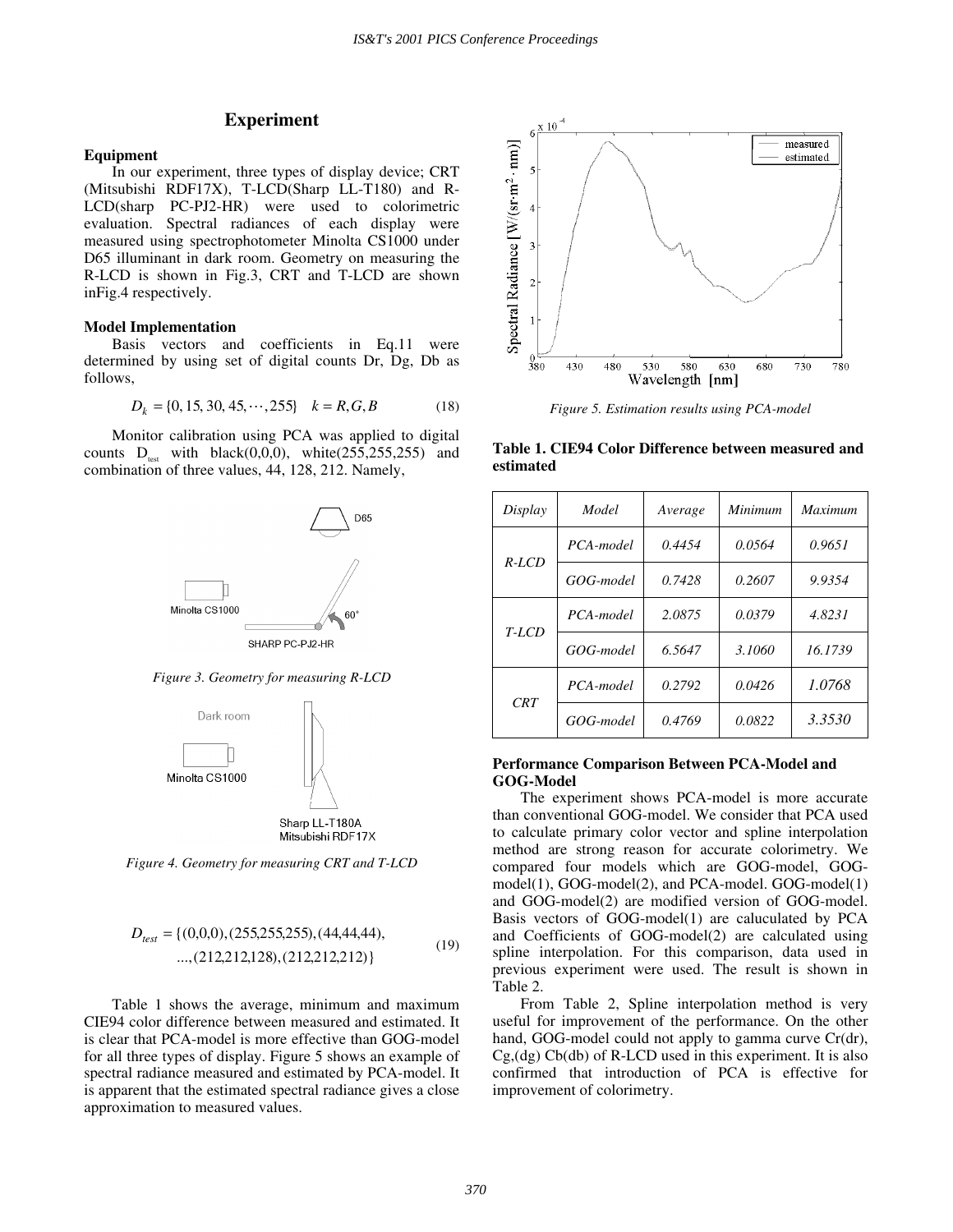## Experiment

### Equipment

In our experiment, three types of display device; CRT (Mitsubishi RDF17X), T-LCD(Sharp LL-T180) and R-LCD(sharp PC-PJ2-HR) were used to colorimetric evaluation. Spectral radiances of each display were measured using spectrophotometer Minolta CS1000 under D65 illuminant in dark room. Geometry on measuring the R-LCD is shown in Fig.3, CRT and T-LCD are shown inFig.4 respectively.

### Model Implementation

Basis vectors and coefficients in Eq.11 were determined by using set of digital counts Dr, Dg, Db as follows,

$$D_k = \{0, 15, 30, 45, \cdots, 255\} \quad k = R, G, B \tag{18}$$

Monitor calibration using PCA was applied to digital counts $D_{test}$ with black(0,0,0), white(255,255,255) and combination of three values, 44, 128, 212. Namely,

*Figure 3. Geometry for measuring R-LCD*

*Figure 4. Geometry for measuring CRT and T-LCD*

$$D_{test} = \{(0,0,0), (255,255,255), (44,44,44), \\ ..., (212,212,128), (212,212,212)\} \tag{19}$$

Table 1 shows the average, minimum and maximum CIE94 color difference between measured and estimated. It is clear that PCA-model is more effective than GOG-model for all three types of display. Figure 5 shows an example of spectral radiance measured and estimated by PCA-model. It is apparent that the estimated spectral radiance gives a close approximation to measured values.

*Figure 5. Estimation results using PCA-model*

**Table 1. CIE94 Color Difference between measured and estimated**

| *Display* | *Model* | *Average* | *Minimum* | *Maximum* |
|---|---|---|---|---|
| *R-LCD* | *PCA-model* | *0.4454* | *0.0564* | *0.9651* |
| | *GOG-model* | *0.7428* | *0.2607* | *9.9354* |
| *T-LCD* | *PCA-model* | *2.0875* | *0.0379* | *4.8231* |
| | *GOG-model* | *6.5647* | *3.1060* | *16.1739* |
| *CRT* | *PCA-model* | *0.2792* | *0.0426* | *1.0768* |
| | *GOG-model* | *0.4769* | *0.0822* | *3.3530* |

### Performance Comparison Between PCA-Model and GOG-Model

The experiment shows PCA-model is more accurate than conventional GOG-model. We consider that PCA used to calculate primary color vector and spline interpolation method are strong reason for accurate colorimetry. We compared four models which are GOG-model, GOG-model(1), GOG-model(2), and PCA-model. GOG-model(1) and GOG-model(2) are modified version of GOG-model. Basis vectors of GOG-model(1) are caluculated by PCA and Coefficients of GOG-model(2) are calculated using spline interpolation. For this comparison, data used in previous experiment were used. The result is shown in Table 2.

From Table 2, Spline interpolation method is very useful for improvement of the performance. On the other hand, GOG-model could not apply to gamma curve Cr(dr), Cg,(dg) Cb(db) of R-LCD used in this experiment. It is also confirmed that introduction of PCA is effective for improvement of colorimetry.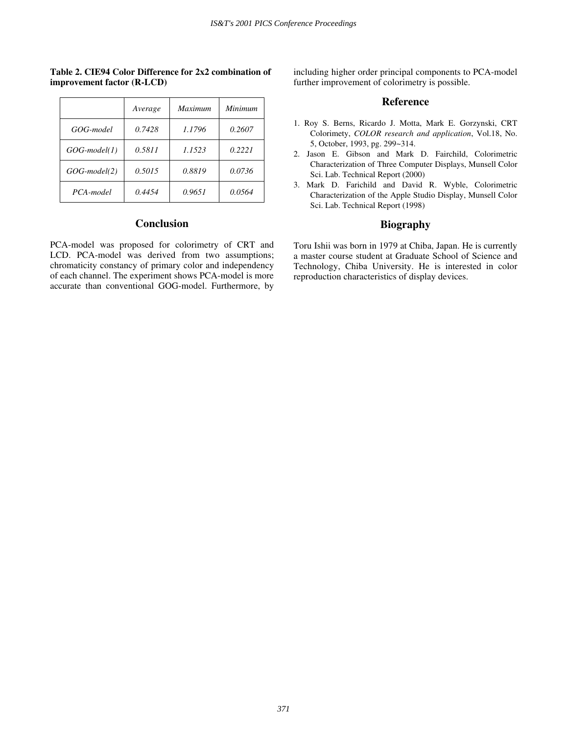**Table 2. CIE94 Color Difference for 2x2 combination of improvement factor (R-LCD)**

| | *Average* | *Maximum* | *Minimum* |
|---|---|---|---|
| *GOG-model* | *0.7428* | *1.1796* | *0.2607* |
| *GOG-model(1)* | *0.5811* | *1.1523* | *0.2221* |
| *GOG-model(2)* | *0.5015* | *0.8819* | *0.0736* |
| *PCA-model* | *0.4454* | *0.9651* | *0.0564* |

## Conclusion

PCA-model was proposed for colorimetry of CRT and LCD. PCA-model was derived from two assumptions; chromaticity constancy of primary color and independency of each channel. The experiment shows PCA-model is more accurate than conventional GOG-model. Furthermore, by including higher order principal components to PCA-model further improvement of colorimetry is possible.

## Reference

1. Roy S. Berns, Ricardo J. Motta, Mark E. Gorzynski, CRT Colorimety, *COLOR research and application*, Vol.18, No. 5, October, 1993, pg. 299~314.
2. Jason E. Gibson and Mark D. Fairchild, Colorimetric Characterization of Three Computer Displays, Munsell Color Sci. Lab. Technical Report (2000)
3. Mark D. Farichild and David R. Wyble, Colorimetric Characterization of the Apple Studio Display, Munsell Color Sci. Lab. Technical Report (1998)

## Biography

Toru Ishii was born in 1979 at Chiba, Japan. He is currently a master course student at Graduate School of Science and Technology, Chiba University. He is interested in color reproduction characteristics of display devices.